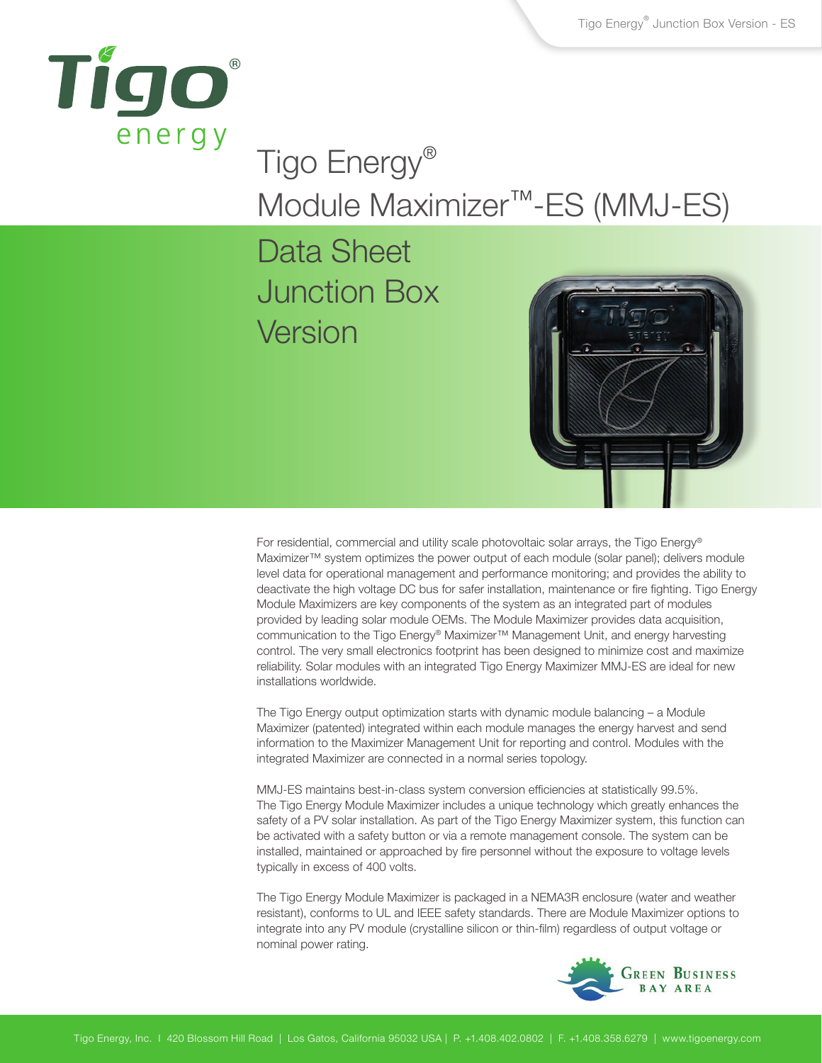# Tigo Energy® Module Maximizer™-ES (MMJ-ES)

## Data Sheet Junction Box Version

For residential, commercial and utility scale photovoltaic solar arrays, the Tigo Energy® Maximizer™ system optimizes the power output of each module (solar panel); delivers module level data for operational management and performance monitoring; and provides the ability to deactivate the high voltage DC bus for safer installation, maintenance or fire fighting. Tigo Energy Module Maximizers are key components of the system as an integrated part of modules provided by leading solar module OEMs. The Module Maximizer provides data acquisition, communication to the Tigo Energy® Maximizer™ Management Unit, and energy harvesting control. The very small electronics footprint has been designed to minimize cost and maximize reliability. Solar modules with an integrated Tigo Energy Maximizer MMJ-ES are ideal for new installations worldwide.

The Tigo Energy output optimization starts with dynamic module balancing – a Module Maximizer (patented) integrated within each module manages the energy harvest and send information to the Maximizer Management Unit for reporting and control. Modules with the integrated Maximizer are connected in a normal series topology.

MMJ-ES maintains best-in-class system conversion efficiencies at statistically 99.5%. The Tigo Energy Module Maximizer includes a unique technology which greatly enhances the safety of a PV solar installation. As part of the Tigo Energy Maximizer system, this function can be activated with a safety button or via a remote management console. The system can be installed, maintained or approached by fire personnel without the exposure to voltage levels typically in excess of 400 volts.

The Tigo Energy Module Maximizer is packaged in a NEMA3R enclosure (water and weather resistant), conforms to UL and IEEE safety standards. There are Module Maximizer options to integrate into any PV module (crystalline silicon or thin-film) regardless of output voltage or nominal power rating.

Tigo Energy, Inc. | 420 Blossom Hill Road | Los Gatos, California 95032 USA | P. +1.408.402.0802 | F. +1.408.358.6279 | www.tigoenergy.com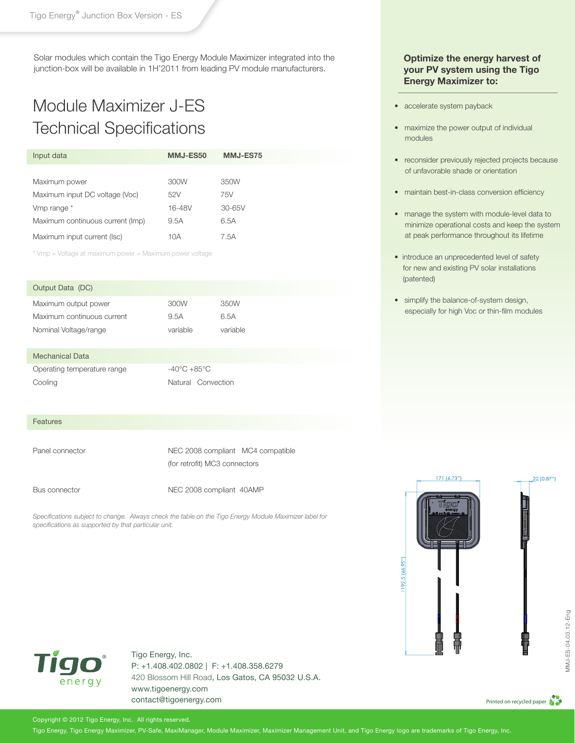Solar modules which contain the Tigo Energy Module Maximizer integrated into the junction-box will be available in 1H'2011 from leading PV module manufacturers.

# Module Maximizer J-ES Technical Specifications

| Input data | MMJ-ES50 | MMJ-ES75 |
|---|---|---|
| Maximum power | 300W | 350W |
| Maximum input DC voltage (Voc) | 52V | 75V |
| Vmp range * | 16-48V | 30-65V |
| Maximum continuous current (Imp) | 9.5A | 6.5A |
| Maximum input current (Isc) | 10A | 7.5A |

* Vmp = Voltage at maximum power = Maximum power voltage

| Output Data (DC) | | |
|---|---|---|
| Maximum output power | 300W | 350W |
| Maximum continuous current | 9.5A | 6.5A |
| Nominal Voltage/range | variable | variable |

| Mechanical Data | |
|---|---|
| Operating temperature range | -40°C +85°C |
| Cooling | Natural Convection |

| Features | |
|---|---|
| Panel connector | NEC 2008 compliant MC4 compatible (for retrofit) MC3 connectors |
| Bus connector | NEC 2008 compliant 40AMP |

*Specifications subject to change. Always check the table on the Tigo Energy Module Maximizer label for specifications as supported by that particular unit.*

**Optimize the energy harvest of your PV system using the Tigo Energy Maximizer to:**

- accelerate system payback
- maximize the power output of individual modules
- reconsider previously rejected projects because of unfavorable shade or orientation
- maintain best-in-class conversion efficiency
- manage the system with module-level data to minimize operational costs and keep the system at peak performance throughout its lifetime
- introduce an unprecedented level of safety for new and existing PV solar installations (patented)
- simplify the balance-of-system design, especially for high Voc or thin-film modules

171 (6.73")

22 (0.87")

1192.5 (46.95")

MMJ-ES-04.03.12-Eng

Tigo Energy, Inc.
P: +1.408.402.0802 | F: +1.408.358.6279
420 Blossom Hill Road, Los Gatos, CA 95032 U.S.A.
www.tigoenergy.com
contact@tigoenergy.com

Printed on recycled paper

Copyright © 2012 Tigo Energy, Inc. All rights reserved.

Tigo Energy, Tigo Energy Maximizer, PV-Safe, MaxiManager, Module Maximizer, Maximizer Management Unit, and Tigo Energy logo are trademarks of Tigo Energy, Inc.